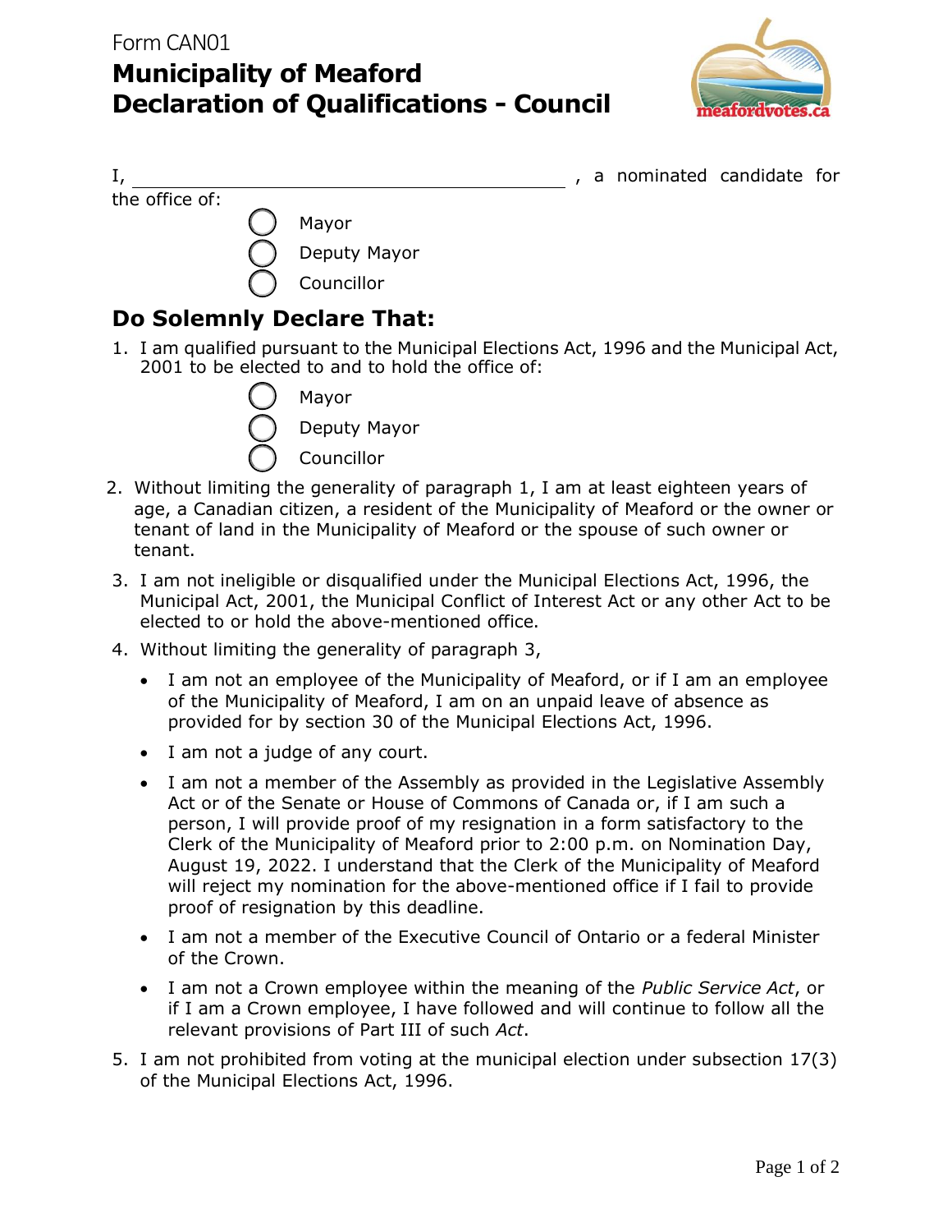Form CAN01

# Municipality of Meaford
# Declaration of Qualifications - Council

I, ______________________________________, a nominated candidate for the office of:

- ◯ Mayor
- ◯ Deputy Mayor
- ◯ Councillor

## Do Solemnly Declare That:

1. I am qualified pursuant to the Municipal Elections Act, 1996 and the Municipal Act, 2001 to be elected to and to hold the office of:
   - ◯ Mayor
   - ◯ Deputy Mayor
   - ◯ Councillor
2. Without limiting the generality of paragraph 1, I am at least eighteen years of age, a Canadian citizen, a resident of the Municipality of Meaford or the owner or tenant of land in the Municipality of Meaford or the spouse of such owner or tenant.
3. I am not ineligible or disqualified under the Municipal Elections Act, 1996, the Municipal Act, 2001, the Municipal Conflict of Interest Act or any other Act to be elected to or hold the above-mentioned office.
4. Without limiting the generality of paragraph 3,
   - I am not an employee of the Municipality of Meaford, or if I am an employee of the Municipality of Meaford, I am on an unpaid leave of absence as provided for by section 30 of the Municipal Elections Act, 1996.
   - I am not a judge of any court.
   - I am not a member of the Assembly as provided in the Legislative Assembly Act or of the Senate or House of Commons of Canada or, if I am such a person, I will provide proof of my resignation in a form satisfactory to the Clerk of the Municipality of Meaford prior to 2:00 p.m. on Nomination Day, August 19, 2022. I understand that the Clerk of the Municipality of Meaford will reject my nomination for the above-mentioned office if I fail to provide proof of resignation by this deadline.
   - I am not a member of the Executive Council of Ontario or a federal Minister of the Crown.
   - I am not a Crown employee within the meaning of the *Public Service Act*, or if I am a Crown employee, I have followed and will continue to follow all the relevant provisions of Part III of such *Act*.
5. I am not prohibited from voting at the municipal election under subsection 17(3) of the Municipal Elections Act, 1996.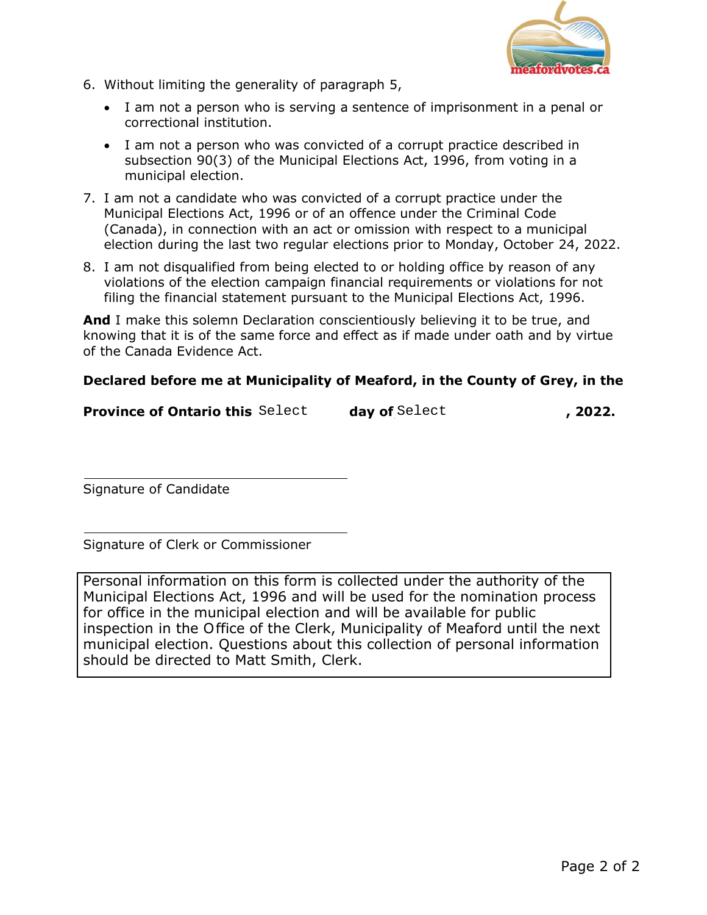6. Without limiting the generality of paragraph 5,
   - I am not a person who is serving a sentence of imprisonment in a penal or correctional institution.
   - I am not a person who was convicted of a corrupt practice described in subsection 90(3) of the Municipal Elections Act, 1996, from voting in a municipal election.
7. I am not a candidate who was convicted of a corrupt practice under the Municipal Elections Act, 1996 or of an offence under the Criminal Code (Canada), in connection with an act or omission with respect to a municipal election during the last two regular elections prior to Monday, October 24, 2022.
8. I am not disqualified from being elected to or holding office by reason of any violations of the election campaign financial requirements or violations for not filing the financial statement pursuant to the Municipal Elections Act, 1996.

**And** I make this solemn Declaration conscientiously believing it to be true, and knowing that it is of the same force and effect as if made under oath and by virtue of the Canada Evidence Act.

**Declared before me at Municipality of Meaford, in the County of Grey, in the Province of Ontario this** Select **day of** Select **, 2022.**

Signature of Candidate

Signature of Clerk or Commissioner

Personal information on this form is collected under the authority of the Municipal Elections Act, 1996 and will be used for the nomination process for office in the municipal election and will be available for public inspection in the Office of the Clerk, Municipality of Meaford until the next municipal election. Questions about this collection of personal information should be directed to Matt Smith, Clerk.